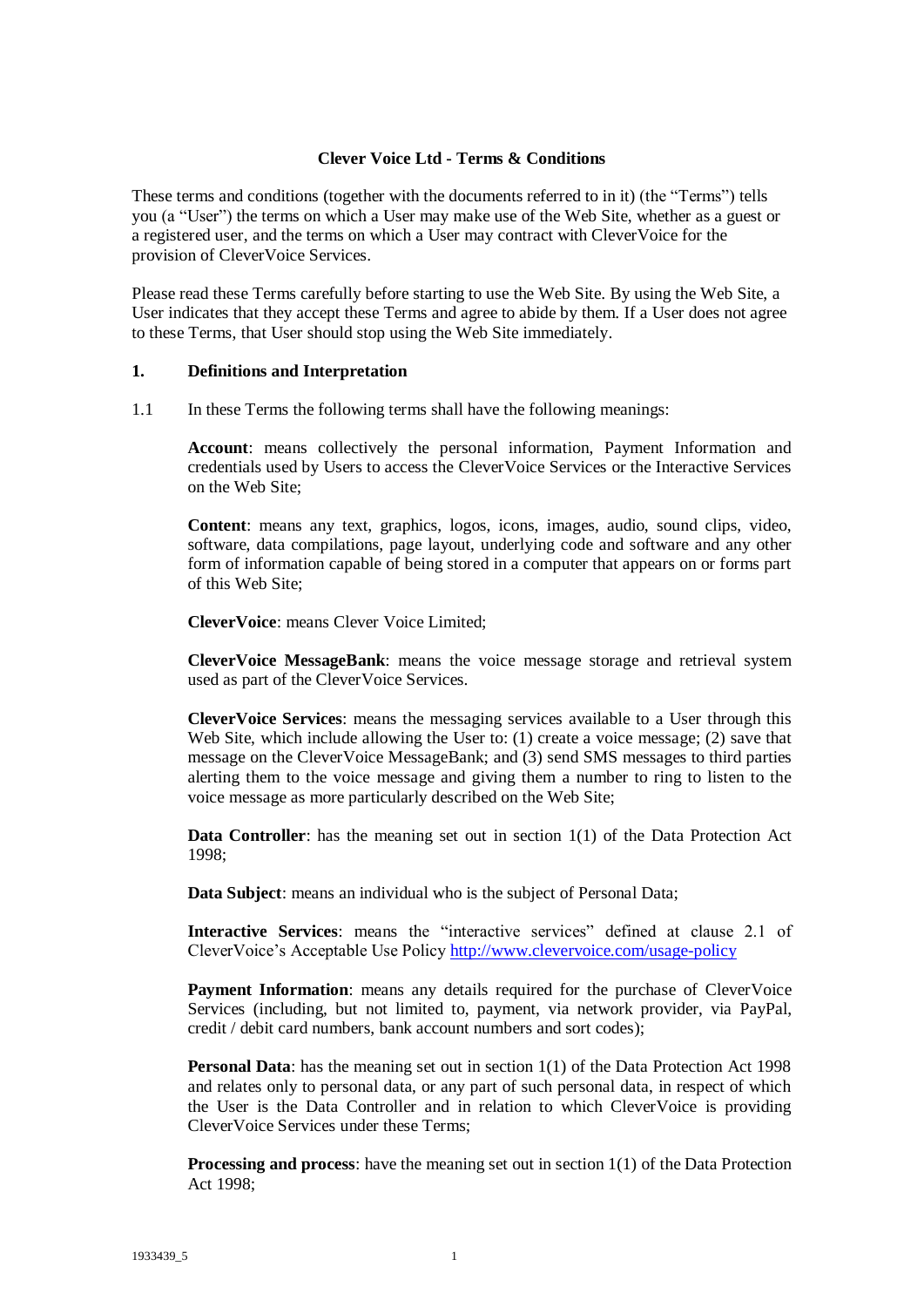# Clever Voice Ltd - Terms & Conditions

These terms and conditions (together with the documents referred to in it) (the "Terms") tells you (a "User") the terms on which a User may make use of the Web Site, whether as a guest or a registered user, and the terms on which a User may contract with CleverVoice for the provision of CleverVoice Services.

Please read these Terms carefully before starting to use the Web Site. By using the Web Site, a User indicates that they accept these Terms and agree to abide by them. If a User does not agree to these Terms, that User should stop using the Web Site immediately.

## 1. Definitions and Interpretation

1.1 In these Terms the following terms shall have the following meanings:

**Account**: means collectively the personal information, Payment Information and credentials used by Users to access the CleverVoice Services or the Interactive Services on the Web Site;

**Content**: means any text, graphics, logos, icons, images, audio, sound clips, video, software, data compilations, page layout, underlying code and software and any other form of information capable of being stored in a computer that appears on or forms part of this Web Site;

**CleverVoice**: means Clever Voice Limited;

**CleverVoice MessageBank**: means the voice message storage and retrieval system used as part of the CleverVoice Services.

**CleverVoice Services**: means the messaging services available to a User through this Web Site, which include allowing the User to: (1) create a voice message; (2) save that message on the CleverVoice MessageBank; and (3) send SMS messages to third parties alerting them to the voice message and giving them a number to ring to listen to the voice message as more particularly described on the Web Site;

**Data Controller**: has the meaning set out in section 1(1) of the Data Protection Act 1998;

**Data Subject**: means an individual who is the subject of Personal Data;

**Interactive Services**: means the "interactive services" defined at clause 2.1 of CleverVoice's Acceptable Use Policy http://www.clevervoice.com/usage-policy

**Payment Information**: means any details required for the purchase of CleverVoice Services (including, but not limited to, payment, via network provider, via PayPal, credit / debit card numbers, bank account numbers and sort codes);

**Personal Data**: has the meaning set out in section 1(1) of the Data Protection Act 1998 and relates only to personal data, or any part of such personal data, in respect of which the User is the Data Controller and in relation to which CleverVoice is providing CleverVoice Services under these Terms;

**Processing and process**: have the meaning set out in section 1(1) of the Data Protection Act 1998;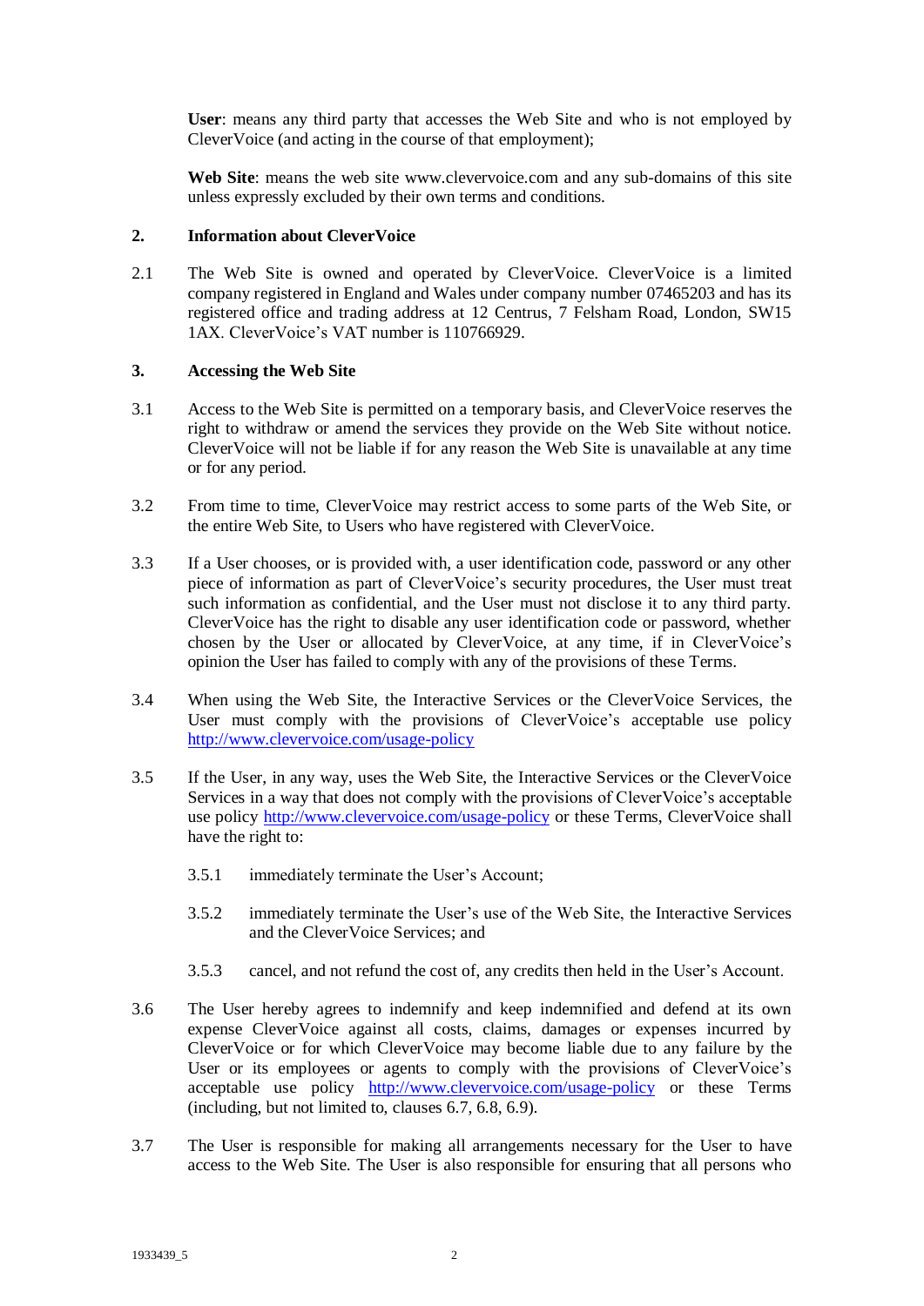**User**: means any third party that accesses the Web Site and who is not employed by CleverVoice (and acting in the course of that employment);

**Web Site**: means the web site www.clevervoice.com and any sub-domains of this site unless expressly excluded by their own terms and conditions.

## 2. Information about CleverVoice

2.1 The Web Site is owned and operated by CleverVoice. CleverVoice is a limited company registered in England and Wales under company number 07465203 and has its registered office and trading address at 12 Centrus, 7 Felsham Road, London, SW15 1AX. CleverVoice's VAT number is 110766929.

## 3. Accessing the Web Site

3.1 Access to the Web Site is permitted on a temporary basis, and CleverVoice reserves the right to withdraw or amend the services they provide on the Web Site without notice. CleverVoice will not be liable if for any reason the Web Site is unavailable at any time or for any period.

3.2 From time to time, CleverVoice may restrict access to some parts of the Web Site, or the entire Web Site, to Users who have registered with CleverVoice.

3.3 If a User chooses, or is provided with, a user identification code, password or any other piece of information as part of CleverVoice's security procedures, the User must treat such information as confidential, and the User must not disclose it to any third party. CleverVoice has the right to disable any user identification code or password, whether chosen by the User or allocated by CleverVoice, at any time, if in CleverVoice's opinion the User has failed to comply with any of the provisions of these Terms.

3.4 When using the Web Site, the Interactive Services or the CleverVoice Services, the User must comply with the provisions of CleverVoice's acceptable use policy http://www.clevervoice.com/usage-policy

3.5 If the User, in any way, uses the Web Site, the Interactive Services or the CleverVoice Services in a way that does not comply with the provisions of CleverVoice's acceptable use policy http://www.clevervoice.com/usage-policy or these Terms, CleverVoice shall have the right to:

3.5.1 immediately terminate the User's Account;

3.5.2 immediately terminate the User's use of the Web Site, the Interactive Services and the CleverVoice Services; and

3.5.3 cancel, and not refund the cost of, any credits then held in the User's Account.

3.6 The User hereby agrees to indemnify and keep indemnified and defend at its own expense CleverVoice against all costs, claims, damages or expenses incurred by CleverVoice or for which CleverVoice may become liable due to any failure by the User or its employees or agents to comply with the provisions of CleverVoice's acceptable use policy http://www.clevervoice.com/usage-policy or these Terms (including, but not limited to, clauses 6.7, 6.8, 6.9).

3.7 The User is responsible for making all arrangements necessary for the User to have access to the Web Site. The User is also responsible for ensuring that all persons who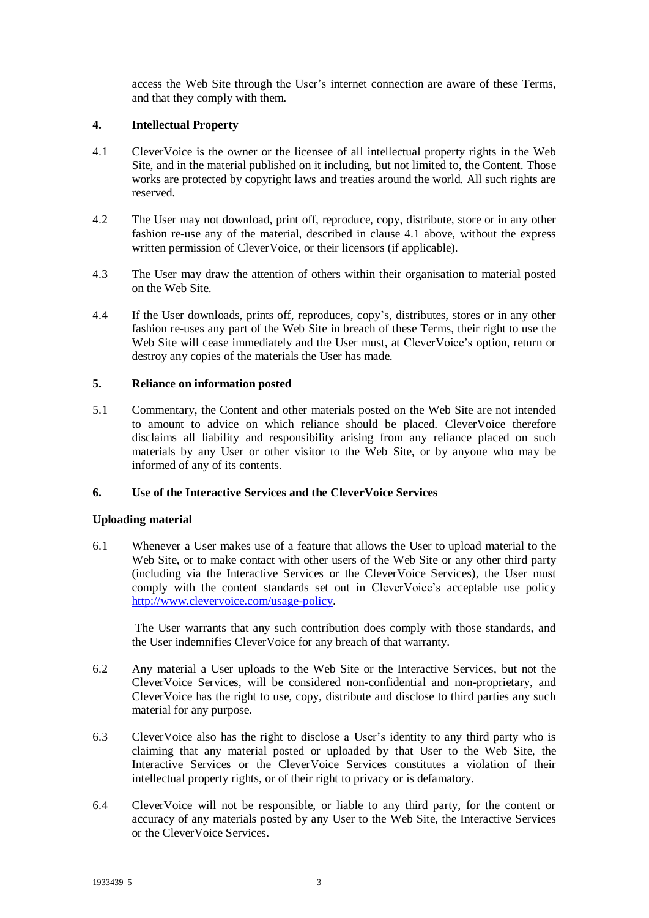access the Web Site through the User's internet connection are aware of these Terms, and that they comply with them.

## 4. Intellectual Property

4.1 CleverVoice is the owner or the licensee of all intellectual property rights in the Web Site, and in the material published on it including, but not limited to, the Content. Those works are protected by copyright laws and treaties around the world. All such rights are reserved.

4.2 The User may not download, print off, reproduce, copy, distribute, store or in any other fashion re-use any of the material, described in clause 4.1 above, without the express written permission of CleverVoice, or their licensors (if applicable).

4.3 The User may draw the attention of others within their organisation to material posted on the Web Site.

4.4 If the User downloads, prints off, reproduces, copy's, distributes, stores or in any other fashion re-uses any part of the Web Site in breach of these Terms, their right to use the Web Site will cease immediately and the User must, at CleverVoice's option, return or destroy any copies of the materials the User has made.

## 5. Reliance on information posted

5.1 Commentary, the Content and other materials posted on the Web Site are not intended to amount to advice on which reliance should be placed. CleverVoice therefore disclaims all liability and responsibility arising from any reliance placed on such materials by any User or other visitor to the Web Site, or by anyone who may be informed of any of its contents.

## 6. Use of the Interactive Services and the CleverVoice Services

### Uploading material

6.1 Whenever a User makes use of a feature that allows the User to upload material to the Web Site, or to make contact with other users of the Web Site or any other third party (including via the Interactive Services or the CleverVoice Services), the User must comply with the content standards set out in CleverVoice's acceptable use policy [http://www.clevervoice.com/usage-policy](http://www.clevervoice.com/usage-policy).

The User warrants that any such contribution does comply with those standards, and the User indemnifies CleverVoice for any breach of that warranty.

6.2 Any material a User uploads to the Web Site or the Interactive Services, but not the CleverVoice Services, will be considered non-confidential and non-proprietary, and CleverVoice has the right to use, copy, distribute and disclose to third parties any such material for any purpose.

6.3 CleverVoice also has the right to disclose a User's identity to any third party who is claiming that any material posted or uploaded by that User to the Web Site, the Interactive Services or the CleverVoice Services constitutes a violation of their intellectual property rights, or of their right to privacy or is defamatory.

6.4 CleverVoice will not be responsible, or liable to any third party, for the content or accuracy of any materials posted by any User to the Web Site, the Interactive Services or the CleverVoice Services.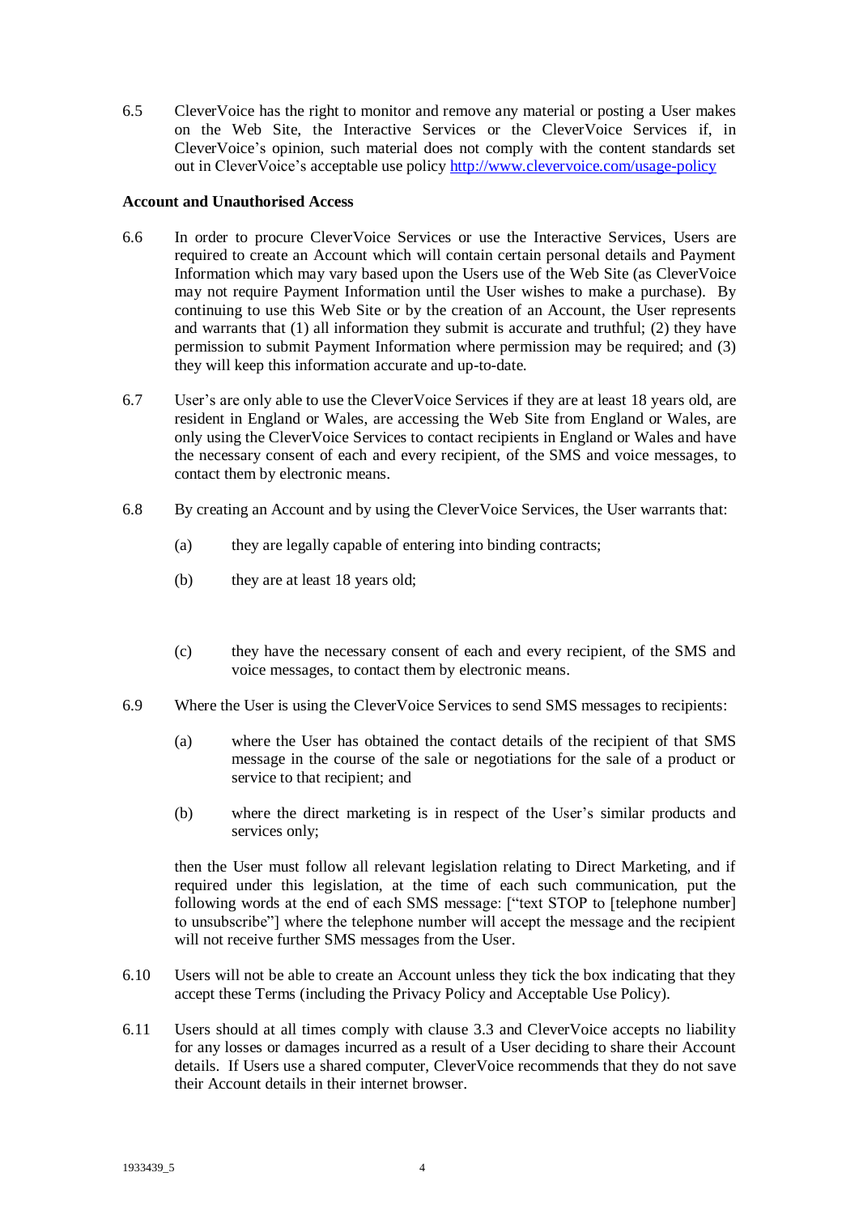6.5 CleverVoice has the right to monitor and remove any material or posting a User makes on the Web Site, the Interactive Services or the CleverVoice Services if, in CleverVoice's opinion, such material does not comply with the content standards set out in CleverVoice's acceptable use policy http://www.clevervoice.com/usage-policy

**Account and Unauthorised Access**

6.6 In order to procure CleverVoice Services or use the Interactive Services, Users are required to create an Account which will contain certain personal details and Payment Information which may vary based upon the Users use of the Web Site (as CleverVoice may not require Payment Information until the User wishes to make a purchase). By continuing to use this Web Site or by the creation of an Account, the User represents and warrants that (1) all information they submit is accurate and truthful; (2) they have permission to submit Payment Information where permission may be required; and (3) they will keep this information accurate and up-to-date.

6.7 User's are only able to use the CleverVoice Services if they are at least 18 years old, are resident in England or Wales, are accessing the Web Site from England or Wales, are only using the CleverVoice Services to contact recipients in England or Wales and have the necessary consent of each and every recipient, of the SMS and voice messages, to contact them by electronic means.

6.8 By creating an Account and by using the CleverVoice Services, the User warrants that:

(a) they are legally capable of entering into binding contracts;

(b) they are at least 18 years old;

(c) they have the necessary consent of each and every recipient, of the SMS and voice messages, to contact them by electronic means.

6.9 Where the User is using the CleverVoice Services to send SMS messages to recipients:

(a) where the User has obtained the contact details of the recipient of that SMS message in the course of the sale or negotiations for the sale of a product or service to that recipient; and

(b) where the direct marketing is in respect of the User's similar products and services only;

then the User must follow all relevant legislation relating to Direct Marketing, and if required under this legislation, at the time of each such communication, put the following words at the end of each SMS message: ["text STOP to [telephone number] to unsubscribe"] where the telephone number will accept the message and the recipient will not receive further SMS messages from the User.

6.10 Users will not be able to create an Account unless they tick the box indicating that they accept these Terms (including the Privacy Policy and Acceptable Use Policy).

6.11 Users should at all times comply with clause 3.3 and CleverVoice accepts no liability for any losses or damages incurred as a result of a User deciding to share their Account details. If Users use a shared computer, CleverVoice recommends that they do not save their Account details in their internet browser.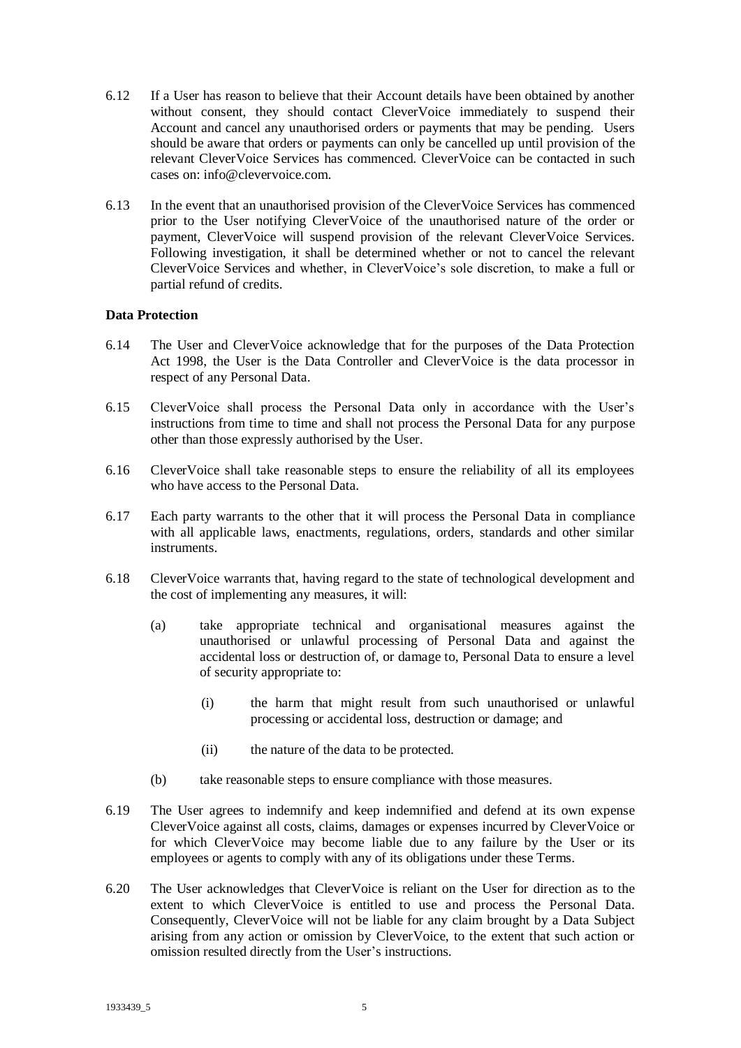6.12 If a User has reason to believe that their Account details have been obtained by another without consent, they should contact CleverVoice immediately to suspend their Account and cancel any unauthorised orders or payments that may be pending. Users should be aware that orders or payments can only be cancelled up until provision of the relevant CleverVoice Services has commenced. CleverVoice can be contacted in such cases on: info@clevervoice.com.

6.13 In the event that an unauthorised provision of the CleverVoice Services has commenced prior to the User notifying CleverVoice of the unauthorised nature of the order or payment, CleverVoice will suspend provision of the relevant CleverVoice Services. Following investigation, it shall be determined whether or not to cancel the relevant CleverVoice Services and whether, in CleverVoice's sole discretion, to make a full or partial refund of credits.

**Data Protection**

6.14 The User and CleverVoice acknowledge that for the purposes of the Data Protection Act 1998, the User is the Data Controller and CleverVoice is the data processor in respect of any Personal Data.

6.15 CleverVoice shall process the Personal Data only in accordance with the User's instructions from time to time and shall not process the Personal Data for any purpose other than those expressly authorised by the User.

6.16 CleverVoice shall take reasonable steps to ensure the reliability of all its employees who have access to the Personal Data.

6.17 Each party warrants to the other that it will process the Personal Data in compliance with all applicable laws, enactments, regulations, orders, standards and other similar instruments.

6.18 CleverVoice warrants that, having regard to the state of technological development and the cost of implementing any measures, it will:

(a) take appropriate technical and organisational measures against the unauthorised or unlawful processing of Personal Data and against the accidental loss or destruction of, or damage to, Personal Data to ensure a level of security appropriate to:

(i) the harm that might result from such unauthorised or unlawful processing or accidental loss, destruction or damage; and

(ii) the nature of the data to be protected.

(b) take reasonable steps to ensure compliance with those measures.

6.19 The User agrees to indemnify and keep indemnified and defend at its own expense CleverVoice against all costs, claims, damages or expenses incurred by CleverVoice or for which CleverVoice may become liable due to any failure by the User or its employees or agents to comply with any of its obligations under these Terms.

6.20 The User acknowledges that CleverVoice is reliant on the User for direction as to the extent to which CleverVoice is entitled to use and process the Personal Data. Consequently, CleverVoice will not be liable for any claim brought by a Data Subject arising from any action or omission by CleverVoice, to the extent that such action or omission resulted directly from the User's instructions.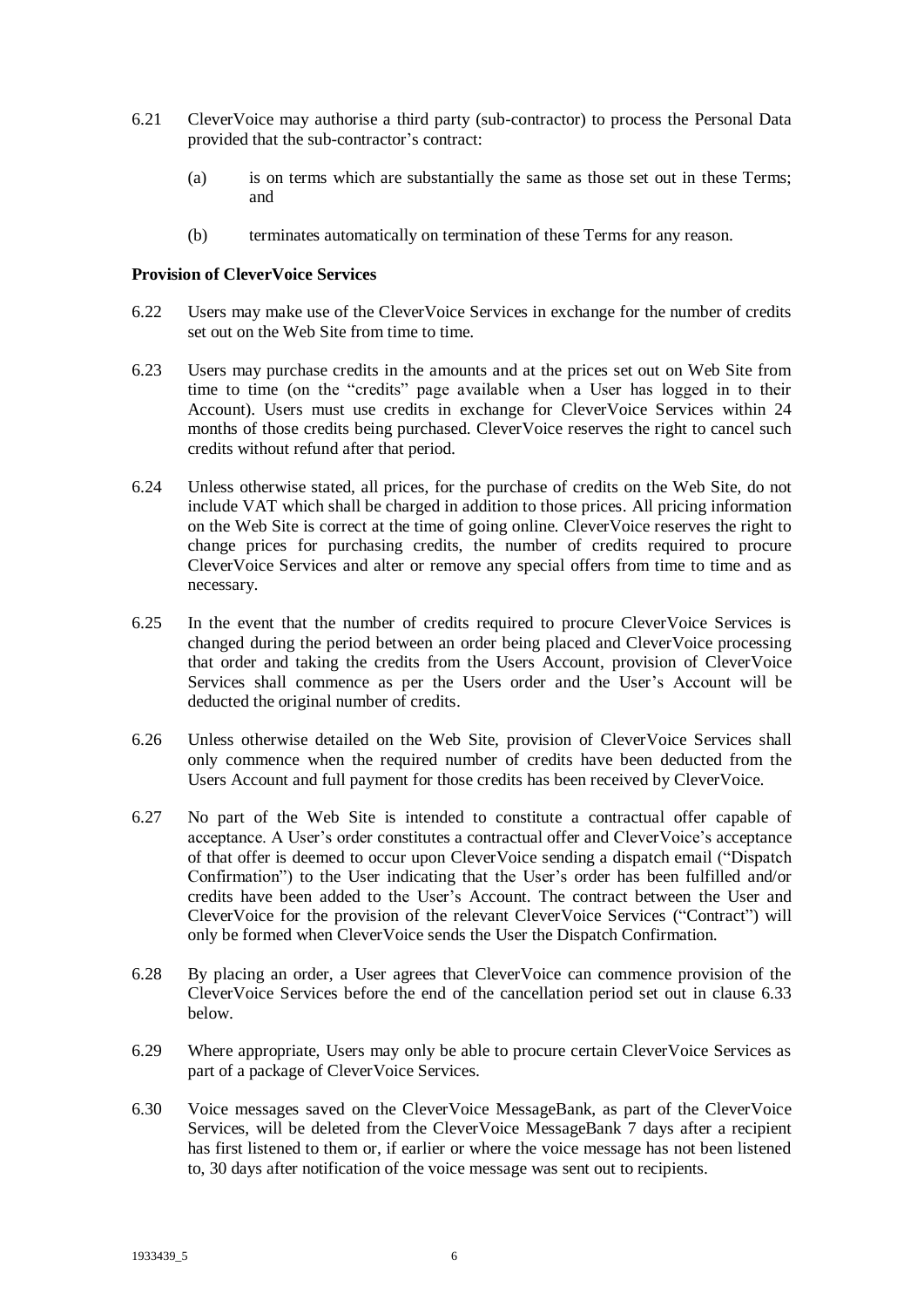6.21 CleverVoice may authorise a third party (sub-contractor) to process the Personal Data provided that the sub-contractor's contract:

(a) is on terms which are substantially the same as those set out in these Terms; and

(b) terminates automatically on termination of these Terms for any reason.

**Provision of CleverVoice Services**

6.22 Users may make use of the CleverVoice Services in exchange for the number of credits set out on the Web Site from time to time.

6.23 Users may purchase credits in the amounts and at the prices set out on Web Site from time to time (on the "credits" page available when a User has logged in to their Account). Users must use credits in exchange for CleverVoice Services within 24 months of those credits being purchased. CleverVoice reserves the right to cancel such credits without refund after that period.

6.24 Unless otherwise stated, all prices, for the purchase of credits on the Web Site, do not include VAT which shall be charged in addition to those prices. All pricing information on the Web Site is correct at the time of going online. CleverVoice reserves the right to change prices for purchasing credits, the number of credits required to procure CleverVoice Services and alter or remove any special offers from time to time and as necessary.

6.25 In the event that the number of credits required to procure CleverVoice Services is changed during the period between an order being placed and CleverVoice processing that order and taking the credits from the Users Account, provision of CleverVoice Services shall commence as per the Users order and the User's Account will be deducted the original number of credits.

6.26 Unless otherwise detailed on the Web Site, provision of CleverVoice Services shall only commence when the required number of credits have been deducted from the Users Account and full payment for those credits has been received by CleverVoice.

6.27 No part of the Web Site is intended to constitute a contractual offer capable of acceptance. A User's order constitutes a contractual offer and CleverVoice's acceptance of that offer is deemed to occur upon CleverVoice sending a dispatch email ("Dispatch Confirmation") to the User indicating that the User's order has been fulfilled and/or credits have been added to the User's Account. The contract between the User and CleverVoice for the provision of the relevant CleverVoice Services ("Contract") will only be formed when CleverVoice sends the User the Dispatch Confirmation.

6.28 By placing an order, a User agrees that CleverVoice can commence provision of the CleverVoice Services before the end of the cancellation period set out in clause 6.33 below.

6.29 Where appropriate, Users may only be able to procure certain CleverVoice Services as part of a package of CleverVoice Services.

6.30 Voice messages saved on the CleverVoice MessageBank, as part of the CleverVoice Services, will be deleted from the CleverVoice MessageBank 7 days after a recipient has first listened to them or, if earlier or where the voice message has not been listened to, 30 days after notification of the voice message was sent out to recipients.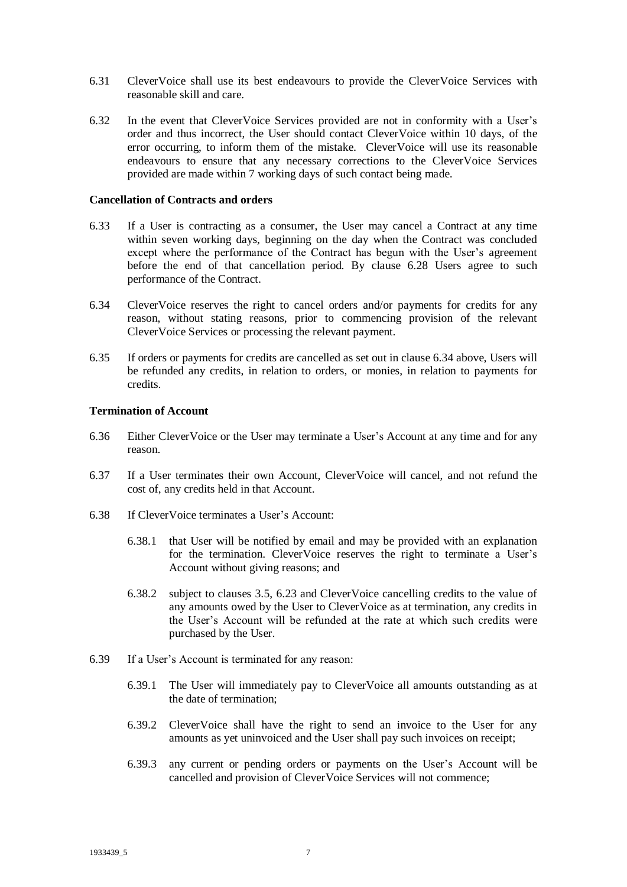6.31 CleverVoice shall use its best endeavours to provide the CleverVoice Services with reasonable skill and care.

6.32 In the event that CleverVoice Services provided are not in conformity with a User's order and thus incorrect, the User should contact CleverVoice within 10 days, of the error occurring, to inform them of the mistake. CleverVoice will use its reasonable endeavours to ensure that any necessary corrections to the CleverVoice Services provided are made within 7 working days of such contact being made.

**Cancellation of Contracts and orders**

6.33 If a User is contracting as a consumer, the User may cancel a Contract at any time within seven working days, beginning on the day when the Contract was concluded except where the performance of the Contract has begun with the User's agreement before the end of that cancellation period. By clause 6.28 Users agree to such performance of the Contract.

6.34 CleverVoice reserves the right to cancel orders and/or payments for credits for any reason, without stating reasons, prior to commencing provision of the relevant CleverVoice Services or processing the relevant payment.

6.35 If orders or payments for credits are cancelled as set out in clause 6.34 above, Users will be refunded any credits, in relation to orders, or monies, in relation to payments for credits.

**Termination of Account**

6.36 Either CleverVoice or the User may terminate a User's Account at any time and for any reason.

6.37 If a User terminates their own Account, CleverVoice will cancel, and not refund the cost of, any credits held in that Account.

6.38 If CleverVoice terminates a User's Account:

6.38.1 that User will be notified by email and may be provided with an explanation for the termination. CleverVoice reserves the right to terminate a User's Account without giving reasons; and

6.38.2 subject to clauses 3.5, 6.23 and CleverVoice cancelling credits to the value of any amounts owed by the User to CleverVoice as at termination, any credits in the User's Account will be refunded at the rate at which such credits were purchased by the User.

6.39 If a User's Account is terminated for any reason:

6.39.1 The User will immediately pay to CleverVoice all amounts outstanding as at the date of termination;

6.39.2 CleverVoice shall have the right to send an invoice to the User for any amounts as yet uninvoiced and the User shall pay such invoices on receipt;

6.39.3 any current or pending orders or payments on the User's Account will be cancelled and provision of CleverVoice Services will not commence;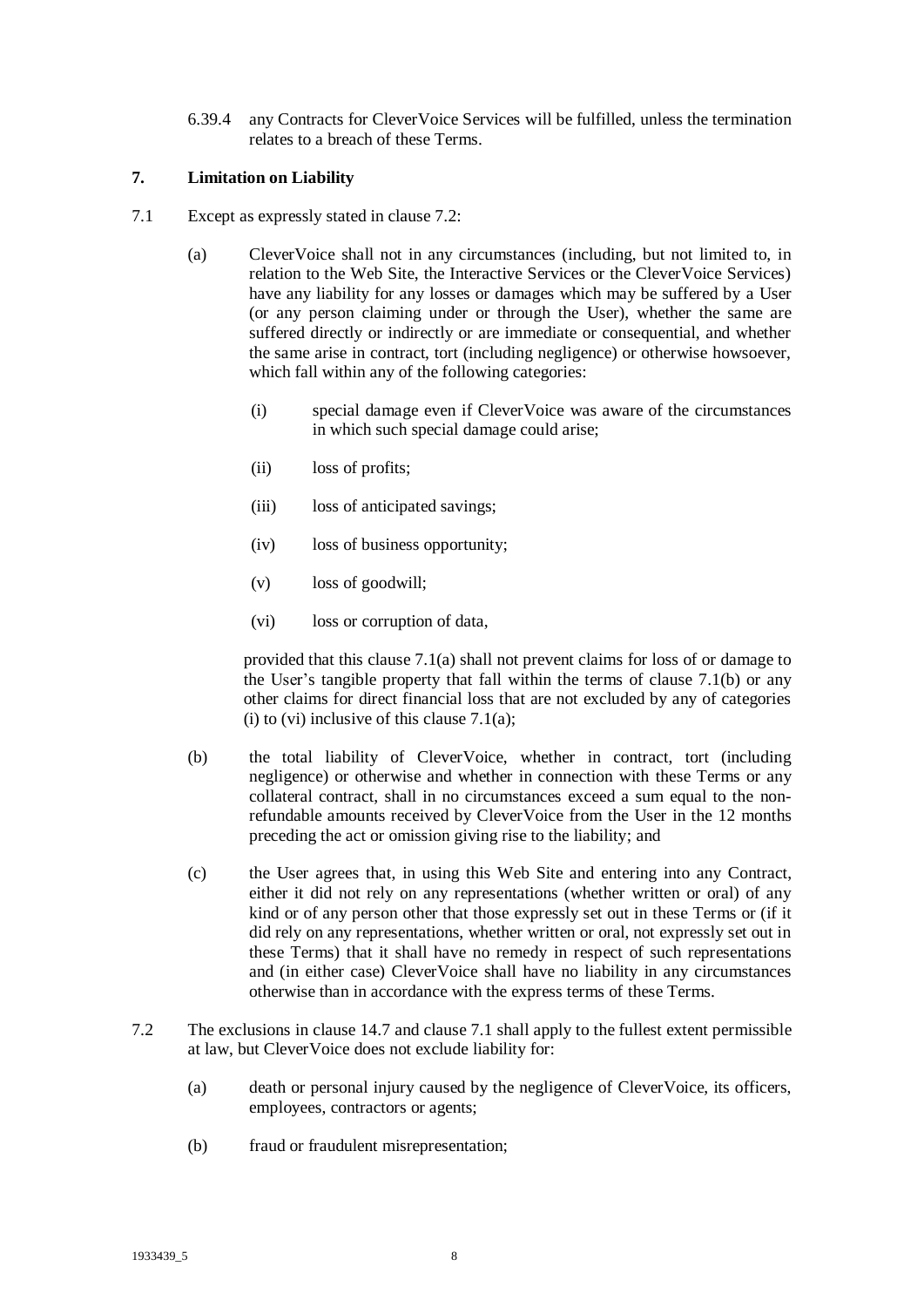6.39.4 any Contracts for CleverVoice Services will be fulfilled, unless the termination relates to a breach of these Terms.

## 7. Limitation on Liability

7.1 Except as expressly stated in clause 7.2:

(a) CleverVoice shall not in any circumstances (including, but not limited to, in relation to the Web Site, the Interactive Services or the CleverVoice Services) have any liability for any losses or damages which may be suffered by a User (or any person claiming under or through the User), whether the same are suffered directly or indirectly or are immediate or consequential, and whether the same arise in contract, tort (including negligence) or otherwise howsoever, which fall within any of the following categories:

(i) special damage even if CleverVoice was aware of the circumstances in which such special damage could arise;

(ii) loss of profits;

(iii) loss of anticipated savings;

(iv) loss of business opportunity;

(v) loss of goodwill;

(vi) loss or corruption of data,

provided that this clause 7.1(a) shall not prevent claims for loss of or damage to the User's tangible property that fall within the terms of clause 7.1(b) or any other claims for direct financial loss that are not excluded by any of categories (i) to (vi) inclusive of this clause 7.1(a);

(b) the total liability of CleverVoice, whether in contract, tort (including negligence) or otherwise and whether in connection with these Terms or any collateral contract, shall in no circumstances exceed a sum equal to the non-refundable amounts received by CleverVoice from the User in the 12 months preceding the act or omission giving rise to the liability; and

(c) the User agrees that, in using this Web Site and entering into any Contract, either it did not rely on any representations (whether written or oral) of any kind or of any person other that those expressly set out in these Terms or (if it did rely on any representations, whether written or oral, not expressly set out in these Terms) that it shall have no remedy in respect of such representations and (in either case) CleverVoice shall have no liability in any circumstances otherwise than in accordance with the express terms of these Terms.

7.2 The exclusions in clause 14.7 and clause 7.1 shall apply to the fullest extent permissible at law, but CleverVoice does not exclude liability for:

(a) death or personal injury caused by the negligence of CleverVoice, its officers, employees, contractors or agents;

(b) fraud or fraudulent misrepresentation;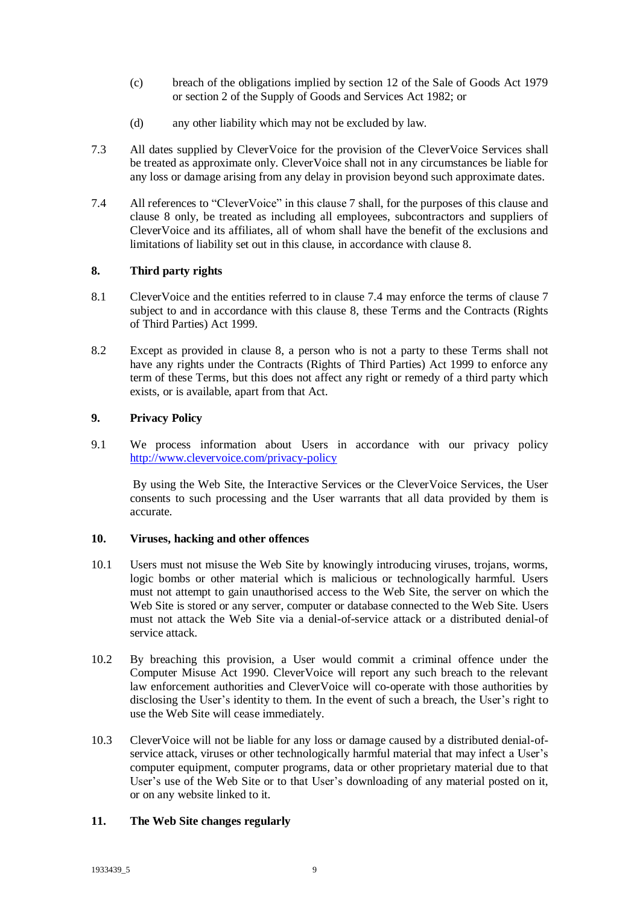(c) breach of the obligations implied by section 12 of the Sale of Goods Act 1979 or section 2 of the Supply of Goods and Services Act 1982; or

(d) any other liability which may not be excluded by law.

7.3 All dates supplied by CleverVoice for the provision of the CleverVoice Services shall be treated as approximate only. CleverVoice shall not in any circumstances be liable for any loss or damage arising from any delay in provision beyond such approximate dates.

7.4 All references to "CleverVoice" in this clause 7 shall, for the purposes of this clause and clause 8 only, be treated as including all employees, subcontractors and suppliers of CleverVoice and its affiliates, all of whom shall have the benefit of the exclusions and limitations of liability set out in this clause, in accordance with clause 8.

## 8. Third party rights

8.1 CleverVoice and the entities referred to in clause 7.4 may enforce the terms of clause 7 subject to and in accordance with this clause 8, these Terms and the Contracts (Rights of Third Parties) Act 1999.

8.2 Except as provided in clause 8, a person who is not a party to these Terms shall not have any rights under the Contracts (Rights of Third Parties) Act 1999 to enforce any term of these Terms, but this does not affect any right or remedy of a third party which exists, or is available, apart from that Act.

## 9. Privacy Policy

9.1 We process information about Users in accordance with our privacy policy http://www.clevervoice.com/privacy-policy

By using the Web Site, the Interactive Services or the CleverVoice Services, the User consents to such processing and the User warrants that all data provided by them is accurate.

## 10. Viruses, hacking and other offences

10.1 Users must not misuse the Web Site by knowingly introducing viruses, trojans, worms, logic bombs or other material which is malicious or technologically harmful. Users must not attempt to gain unauthorised access to the Web Site, the server on which the Web Site is stored or any server, computer or database connected to the Web Site. Users must not attack the Web Site via a denial-of-service attack or a distributed denial-of service attack.

10.2 By breaching this provision, a User would commit a criminal offence under the Computer Misuse Act 1990. CleverVoice will report any such breach to the relevant law enforcement authorities and CleverVoice will co-operate with those authorities by disclosing the User's identity to them. In the event of such a breach, the User's right to use the Web Site will cease immediately.

10.3 CleverVoice will not be liable for any loss or damage caused by a distributed denial-of-service attack, viruses or other technologically harmful material that may infect a User's computer equipment, computer programs, data or other proprietary material due to that User's use of the Web Site or to that User's downloading of any material posted on it, or on any website linked to it.

## 11. The Web Site changes regularly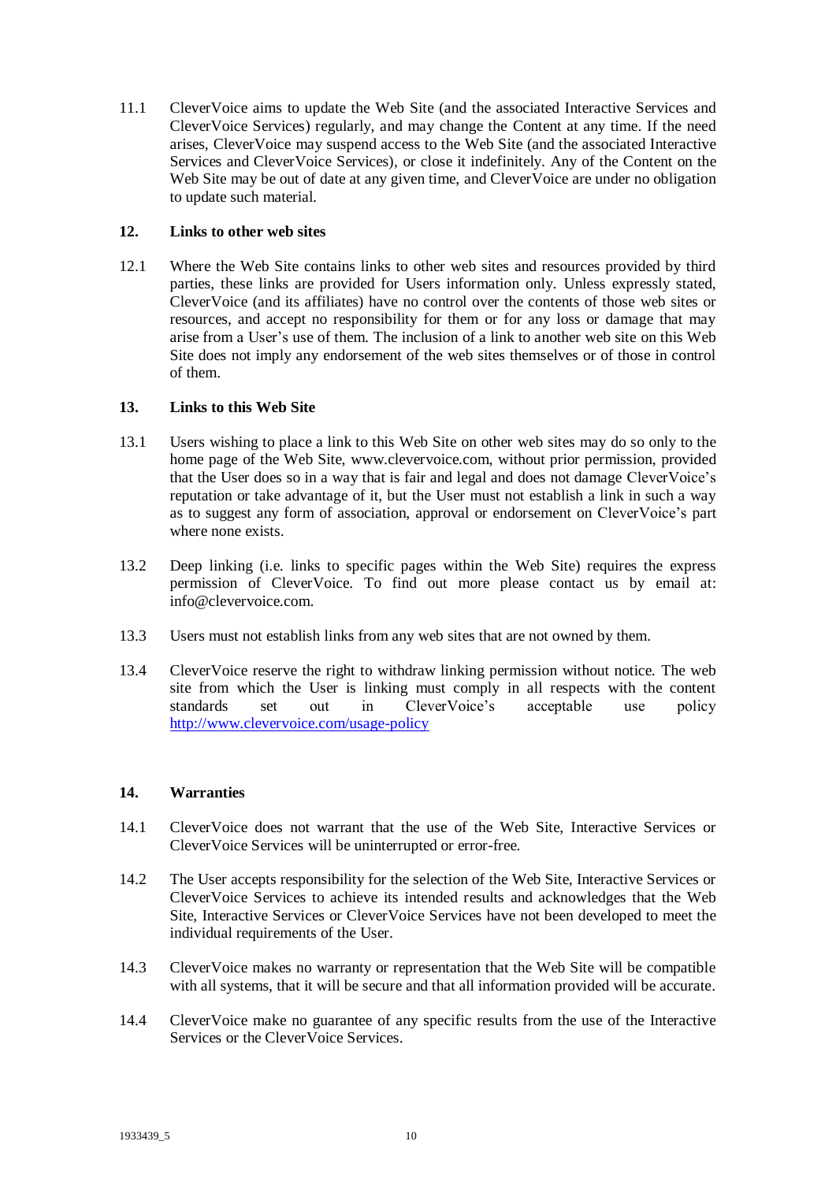11.1 CleverVoice aims to update the Web Site (and the associated Interactive Services and CleverVoice Services) regularly, and may change the Content at any time. If the need arises, CleverVoice may suspend access to the Web Site (and the associated Interactive Services and CleverVoice Services), or close it indefinitely. Any of the Content on the Web Site may be out of date at any given time, and CleverVoice are under no obligation to update such material.

## 12. Links to other web sites

12.1 Where the Web Site contains links to other web sites and resources provided by third parties, these links are provided for Users information only. Unless expressly stated, CleverVoice (and its affiliates) have no control over the contents of those web sites or resources, and accept no responsibility for them or for any loss or damage that may arise from a User's use of them. The inclusion of a link to another web site on this Web Site does not imply any endorsement of the web sites themselves or of those in control of them.

## 13. Links to this Web Site

13.1 Users wishing to place a link to this Web Site on other web sites may do so only to the home page of the Web Site, www.clevervoice.com, without prior permission, provided that the User does so in a way that is fair and legal and does not damage CleverVoice's reputation or take advantage of it, but the User must not establish a link in such a way as to suggest any form of association, approval or endorsement on CleverVoice's part where none exists.

13.2 Deep linking (i.e. links to specific pages within the Web Site) requires the express permission of CleverVoice. To find out more please contact us by email at: info@clevervoice.com.

13.3 Users must not establish links from any web sites that are not owned by them.

13.4 CleverVoice reserve the right to withdraw linking permission without notice. The web site from which the User is linking must comply in all respects with the content standards set out in CleverVoice's acceptable use policy [http://www.clevervoice.com/usage-policy](http://www.clevervoice.com/usage-policy)

## 14. Warranties

14.1 CleverVoice does not warrant that the use of the Web Site, Interactive Services or CleverVoice Services will be uninterrupted or error-free.

14.2 The User accepts responsibility for the selection of the Web Site, Interactive Services or CleverVoice Services to achieve its intended results and acknowledges that the Web Site, Interactive Services or CleverVoice Services have not been developed to meet the individual requirements of the User.

14.3 CleverVoice makes no warranty or representation that the Web Site will be compatible with all systems, that it will be secure and that all information provided will be accurate.

14.4 CleverVoice make no guarantee of any specific results from the use of the Interactive Services or the CleverVoice Services.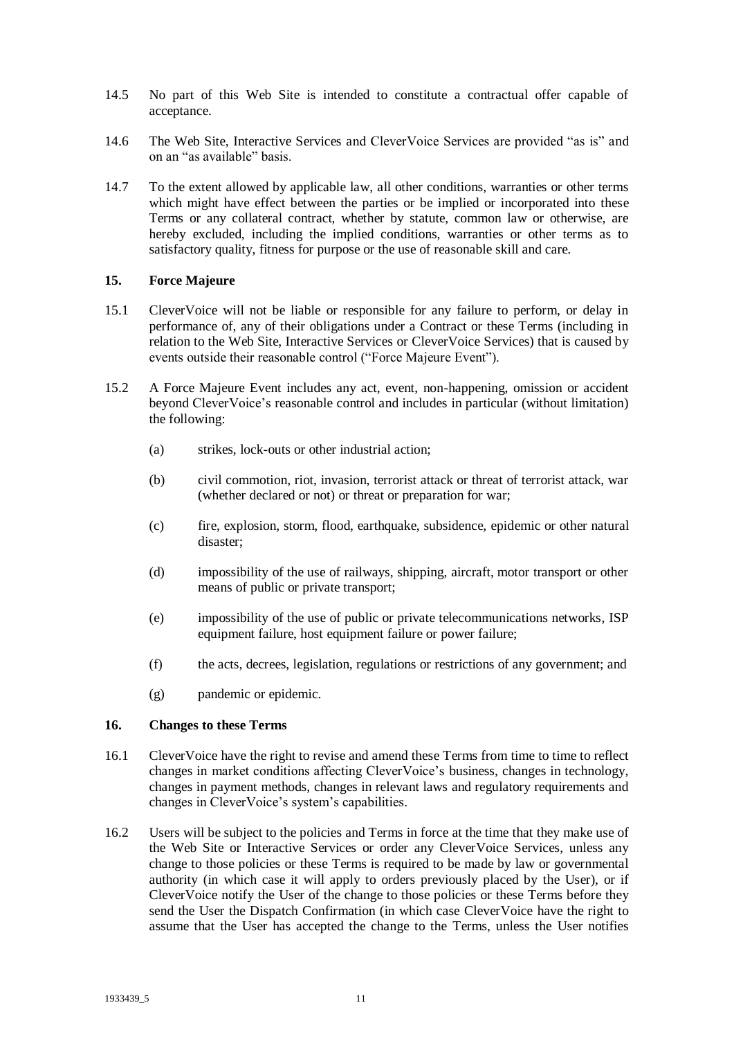14.5 No part of this Web Site is intended to constitute a contractual offer capable of acceptance.

14.6 The Web Site, Interactive Services and CleverVoice Services are provided "as is" and on an "as available" basis.

14.7 To the extent allowed by applicable law, all other conditions, warranties or other terms which might have effect between the parties or be implied or incorporated into these Terms or any collateral contract, whether by statute, common law or otherwise, are hereby excluded, including the implied conditions, warranties or other terms as to satisfactory quality, fitness for purpose or the use of reasonable skill and care.

## 15. Force Majeure

15.1 CleverVoice will not be liable or responsible for any failure to perform, or delay in performance of, any of their obligations under a Contract or these Terms (including in relation to the Web Site, Interactive Services or CleverVoice Services) that is caused by events outside their reasonable control ("Force Majeure Event").

15.2 A Force Majeure Event includes any act, event, non-happening, omission or accident beyond CleverVoice's reasonable control and includes in particular (without limitation) the following:

(a) strikes, lock-outs or other industrial action;

(b) civil commotion, riot, invasion, terrorist attack or threat of terrorist attack, war (whether declared or not) or threat or preparation for war;

(c) fire, explosion, storm, flood, earthquake, subsidence, epidemic or other natural disaster;

(d) impossibility of the use of railways, shipping, aircraft, motor transport or other means of public or private transport;

(e) impossibility of the use of public or private telecommunications networks, ISP equipment failure, host equipment failure or power failure;

(f) the acts, decrees, legislation, regulations or restrictions of any government; and

(g) pandemic or epidemic.

## 16. Changes to these Terms

16.1 CleverVoice have the right to revise and amend these Terms from time to time to reflect changes in market conditions affecting CleverVoice's business, changes in technology, changes in payment methods, changes in relevant laws and regulatory requirements and changes in CleverVoice's system's capabilities.

16.2 Users will be subject to the policies and Terms in force at the time that they make use of the Web Site or Interactive Services or order any CleverVoice Services, unless any change to those policies or these Terms is required to be made by law or governmental authority (in which case it will apply to orders previously placed by the User), or if CleverVoice notify the User of the change to those policies or these Terms before they send the User the Dispatch Confirmation (in which case CleverVoice have the right to assume that the User has accepted the change to the Terms, unless the User notifies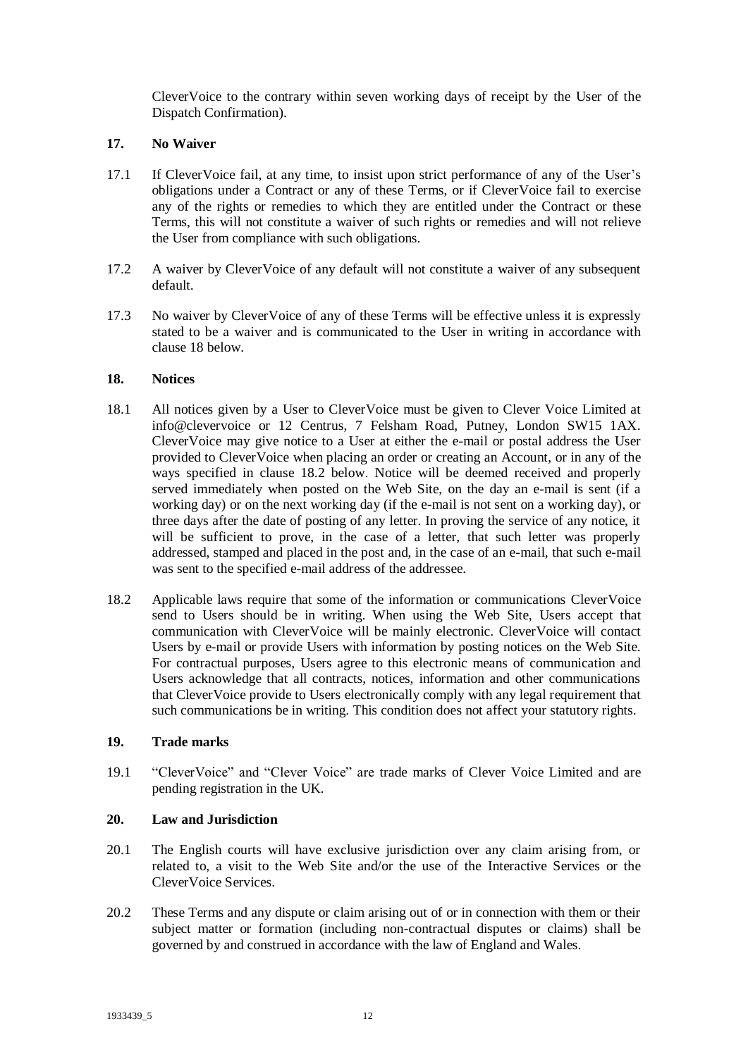CleverVoice to the contrary within seven working days of receipt by the User of the Dispatch Confirmation).

**17. No Waiver**

17.1 If CleverVoice fail, at any time, to insist upon strict performance of any of the User's obligations under a Contract or any of these Terms, or if CleverVoice fail to exercise any of the rights or remedies to which they are entitled under the Contract or these Terms, this will not constitute a waiver of such rights or remedies and will not relieve the User from compliance with such obligations.

17.2 A waiver by CleverVoice of any default will not constitute a waiver of any subsequent default.

17.3 No waiver by CleverVoice of any of these Terms will be effective unless it is expressly stated to be a waiver and is communicated to the User in writing in accordance with clause 18 below.

**18. Notices**

18.1 All notices given by a User to CleverVoice must be given to Clever Voice Limited at info@clevervoice or 12 Centrus, 7 Felsham Road, Putney, London SW15 1AX. CleverVoice may give notice to a User at either the e-mail or postal address the User provided to CleverVoice when placing an order or creating an Account, or in any of the ways specified in clause 18.2 below. Notice will be deemed received and properly served immediately when posted on the Web Site, on the day an e-mail is sent (if a working day) or on the next working day (if the e-mail is not sent on a working day), or three days after the date of posting of any letter. In proving the service of any notice, it will be sufficient to prove, in the case of a letter, that such letter was properly addressed, stamped and placed in the post and, in the case of an e-mail, that such e-mail was sent to the specified e-mail address of the addressee.

18.2 Applicable laws require that some of the information or communications CleverVoice send to Users should be in writing. When using the Web Site, Users accept that communication with CleverVoice will be mainly electronic. CleverVoice will contact Users by e-mail or provide Users with information by posting notices on the Web Site. For contractual purposes, Users agree to this electronic means of communication and Users acknowledge that all contracts, notices, information and other communications that CleverVoice provide to Users electronically comply with any legal requirement that such communications be in writing. This condition does not affect your statutory rights.

**19. Trade marks**

19.1 "CleverVoice" and "Clever Voice" are trade marks of Clever Voice Limited and are pending registration in the UK.

**20. Law and Jurisdiction**

20.1 The English courts will have exclusive jurisdiction over any claim arising from, or related to, a visit to the Web Site and/or the use of the Interactive Services or the CleverVoice Services.

20.2 These Terms and any dispute or claim arising out of or in connection with them or their subject matter or formation (including non-contractual disputes or claims) shall be governed by and construed in accordance with the law of England and Wales.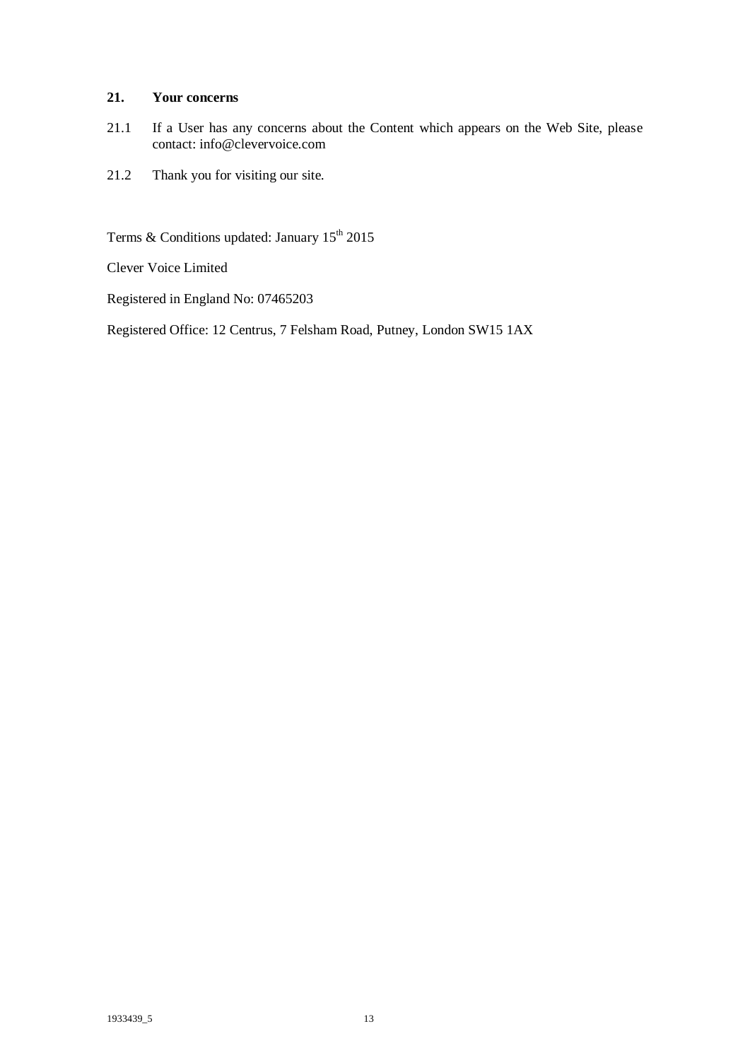## 21. Your concerns

21.1 If a User has any concerns about the Content which appears on the Web Site, please contact: info@clevervoice.com

21.2 Thank you for visiting our site.

Terms & Conditions updated: January 15th 2015

Clever Voice Limited

Registered in England No: 07465203

Registered Office: 12 Centrus, 7 Felsham Road, Putney, London SW15 1AX